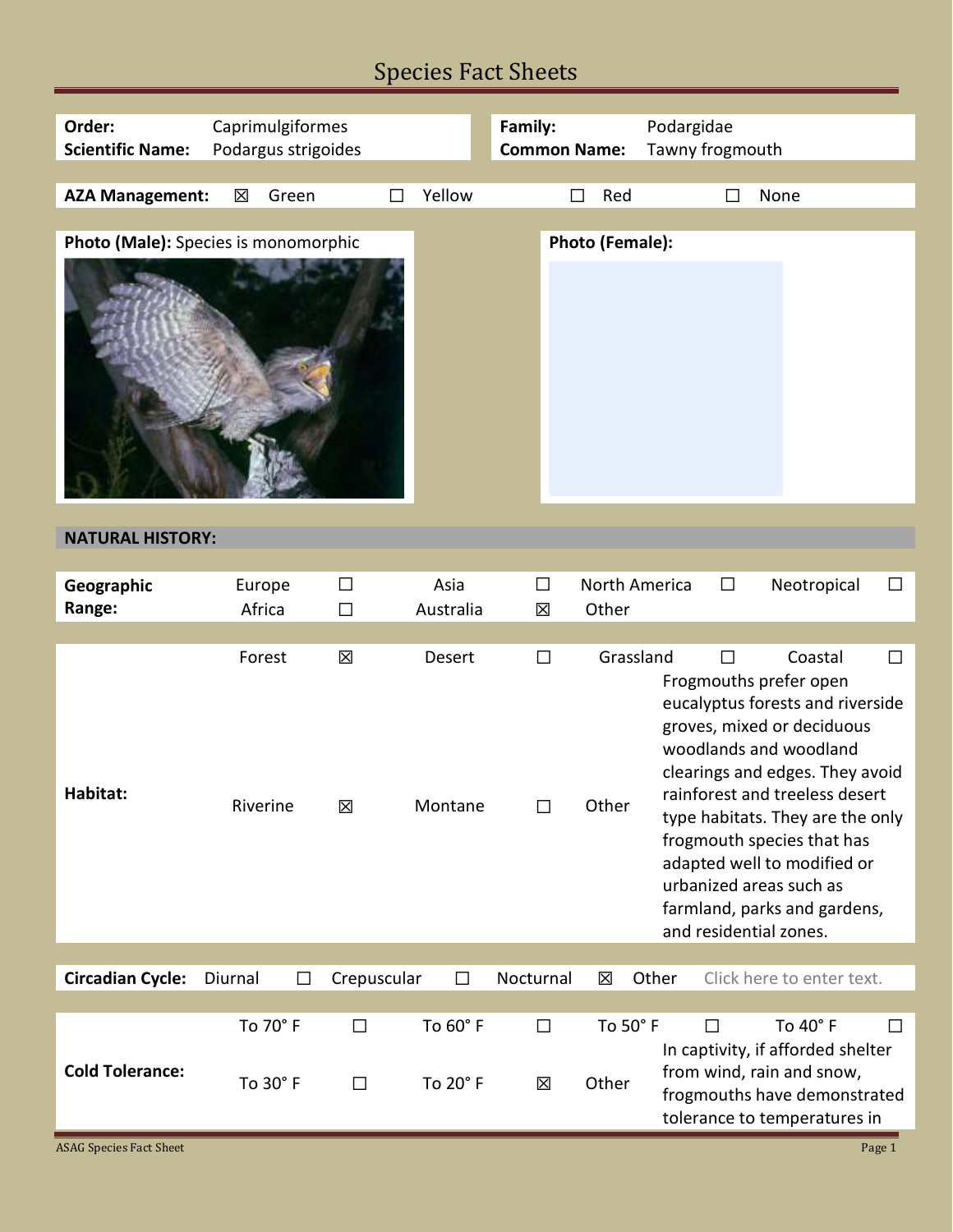# Species Fact Sheets

| | | | |
|---|---|---|---|
| **Order:** | Caprimulgiformes | **Family:** | Podargidae |
| **Scientific Name:** | Podargus strigoides | **Common Name:** | Tawny frogmouth |

| **AZA Management:** | ☒ Green | ☐ Yellow | ☐ Red | ☐ None |
|---|---|---|---|---|

**Photo (Male):** Species is monomorphic

**Photo (Female):**

## NATURAL HISTORY:

| **Geographic Range:** | | | | | | | |
|---|---|---|---|---|---|---|---|
| Europe | ☐ | Asia | ☐ | North America | ☐ | Neotropical | ☐ |
| Africa | ☐ | Australia | ☒ | Other | | | |

| **Habitat:** | | | | | | | |
|---|---|---|---|---|---|---|---|
| Forest | ☒ | Desert | ☐ | Grassland | ☐ | Coastal | ☐ |
| Riverine | ☒ | Montane | ☐ | Other | Frogmouths prefer open eucalyptus forests and riverside groves, mixed or deciduous woodlands and woodland clearings and edges. They avoid rainforest and treeless desert type habitats. They are the only frogmouth species that has adapted well to modified or urbanized areas such as farmland, parks and gardens, and residential zones. | | |

| **Circadian Cycle:** | | | | | | | |
|---|---|---|---|---|---|---|---|
| Diurnal | ☐ | Crepuscular | ☐ | Nocturnal | ☒ | Other | Click here to enter text. |

| **Cold Tolerance:** | | | | | | | |
|---|---|---|---|---|---|---|---|
| To 70° F | ☐ | To 60° F | ☐ | To 50° F | ☐ | To 40° F | ☐ |
| To 30° F | ☐ | To 20° F | ☒ | Other | In captivity, if afforded shelter from wind, rain and snow, frogmouths have demonstrated tolerance to temperatures in | | |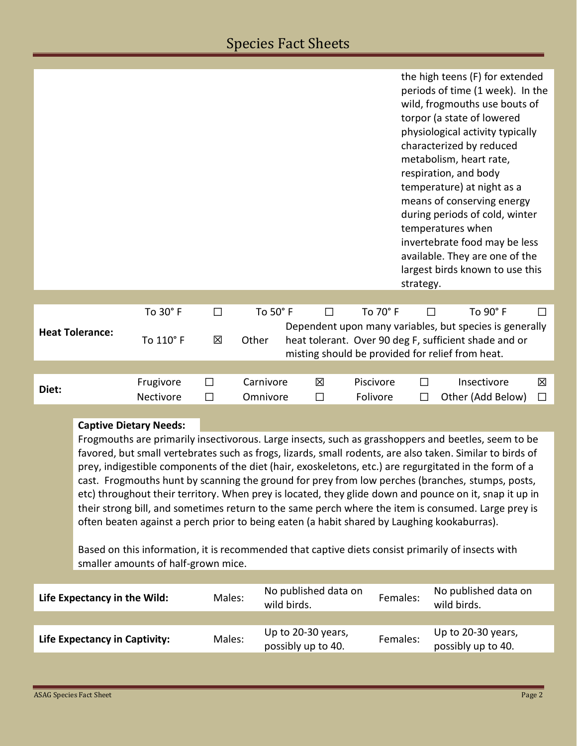| | |
|---|---|
| | the high teens (F) for extended periods of time (1 week). In the wild, frogmouths use bouts of torpor (a state of lowered physiological activity typically characterized by reduced metabolism, heart rate, respiration, and body temperature) at night as a means of conserving energy during periods of cold, winter temperatures when invertebrate food may be less available. They are one of the largest birds known to use this strategy. |

| **Heat Tolerance:** | To 30˚ F | ☐ | To 50˚ F | ☐ | To 70˚ F | ☐ | To 90˚ F | ☐ |
|---|---|---|---|---|---|---|---|---|
| | To 110˚ F | ☒ | Other | Dependent upon many variables, but species is generally heat tolerant. Over 90 deg F, sufficient shade and or misting should be provided for relief from heat. | | | | |

| **Diet:** | Frugivore | ☐ | Carnivore | ☒ | Piscivore | ☐ | Insectivore | ☒ |
|---|---|---|---|---|---|---|---|---|
| | Nectivore | ☐ | Omnivore | ☐ | Folivore | ☐ | Other (Add Below) | ☐ |

**Captive Dietary Needs:**

Frogmouths are primarily insectivorous. Large insects, such as grasshoppers and beetles, seem to be favored, but small vertebrates such as frogs, lizards, small rodents, are also taken. Similar to birds of prey, indigestible components of the diet (hair, exoskeletons, etc.) are regurgitated in the form of a cast. Frogmouths hunt by scanning the ground for prey from low perches (branches, stumps, posts, etc) throughout their territory. When prey is located, they glide down and pounce on it, snap it up in their strong bill, and sometimes return to the same perch where the item is consumed. Large prey is often beaten against a perch prior to being eaten (a habit shared by Laughing kookaburras).

Based on this information, it is recommended that captive diets consist primarily of insects with smaller amounts of half-grown mice.

| **Life Expectancy in the Wild:** | Males: | No published data on wild birds. | Females: | No published data on wild birds. |
|---|---|---|---|---|
| **Life Expectancy in Captivity:** | Males: | Up to 20-30 years, possibly up to 40. | Females: | Up to 20-30 years, possibly up to 40. |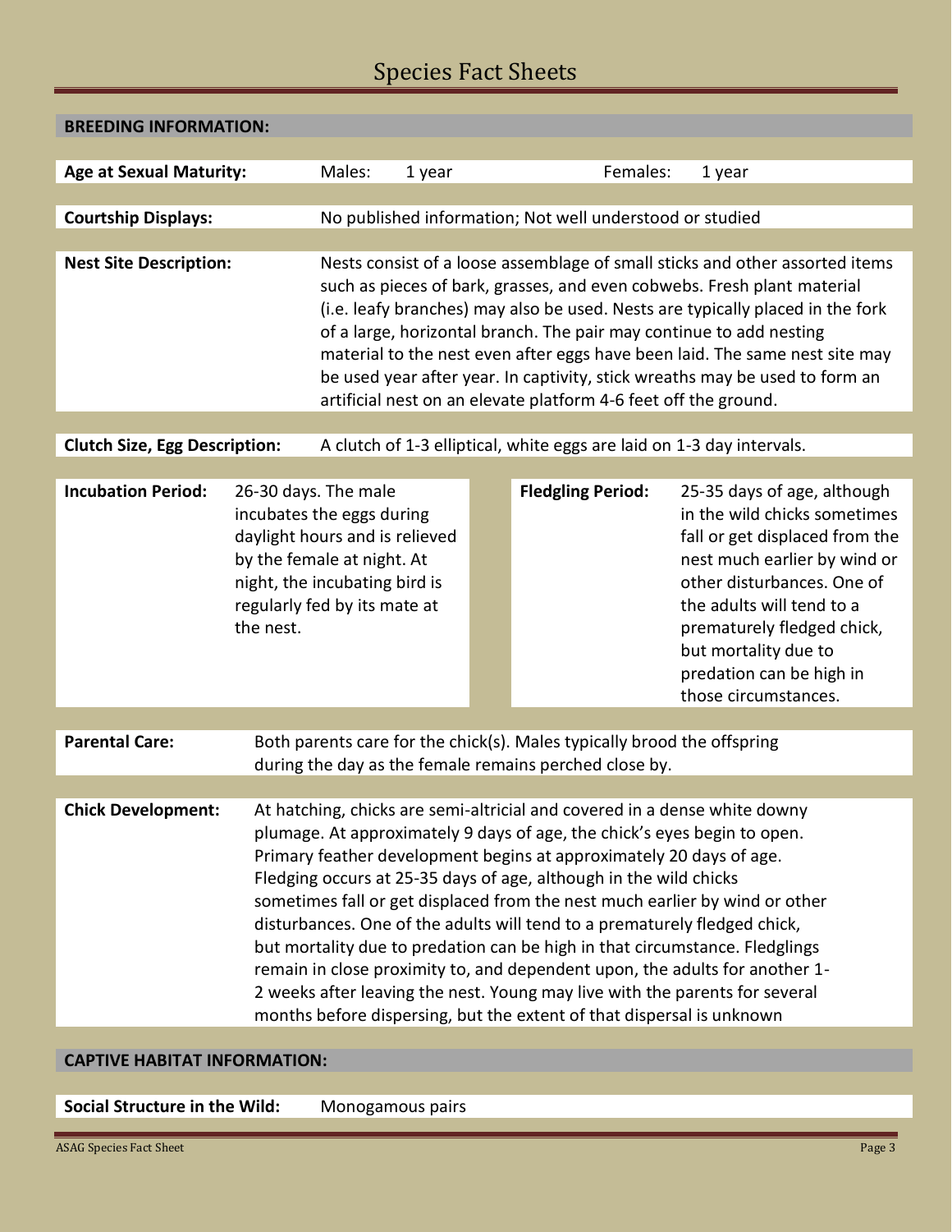## BREEDING INFORMATION:

**Age at Sexual Maturity:** Males: 1 year Females: 1 year

**Courtship Displays:** No published information; Not well understood or studied

**Nest Site Description:** Nests consist of a loose assemblage of small sticks and other assorted items such as pieces of bark, grasses, and even cobwebs. Fresh plant material (i.e. leafy branches) may also be used. Nests are typically placed in the fork of a large, horizontal branch. The pair may continue to add nesting material to the nest even after eggs have been laid. The same nest site may be used year after year. In captivity, stick wreaths may be used to form an artificial nest on an elevate platform 4-6 feet off the ground.

**Clutch Size, Egg Description:** A clutch of 1-3 elliptical, white eggs are laid on 1-3 day intervals.

**Incubation Period:** 26-30 days. The male incubates the eggs during daylight hours and is relieved by the female at night. At night, the incubating bird is regularly fed by its mate at the nest.

**Fledgling Period:** 25-35 days of age, although in the wild chicks sometimes fall or get displaced from the nest much earlier by wind or other disturbances. One of the adults will tend to a prematurely fledged chick, but mortality due to predation can be high in those circumstances.

**Parental Care:** Both parents care for the chick(s). Males typically brood the offspring during the day as the female remains perched close by.

**Chick Development:** At hatching, chicks are semi-altricial and covered in a dense white downy plumage. At approximately 9 days of age, the chick's eyes begin to open. Primary feather development begins at approximately 20 days of age. Fledging occurs at 25-35 days of age, although in the wild chicks sometimes fall or get displaced from the nest much earlier by wind or other disturbances. One of the adults will tend to a prematurely fledged chick, but mortality due to predation can be high in that circumstance. Fledglings remain in close proximity to, and dependent upon, the adults for another 1-2 weeks after leaving the nest. Young may live with the parents for several months before dispersing, but the extent of that dispersal is unknown

## CAPTIVE HABITAT INFORMATION:

**Social Structure in the Wild:** Monogamous pairs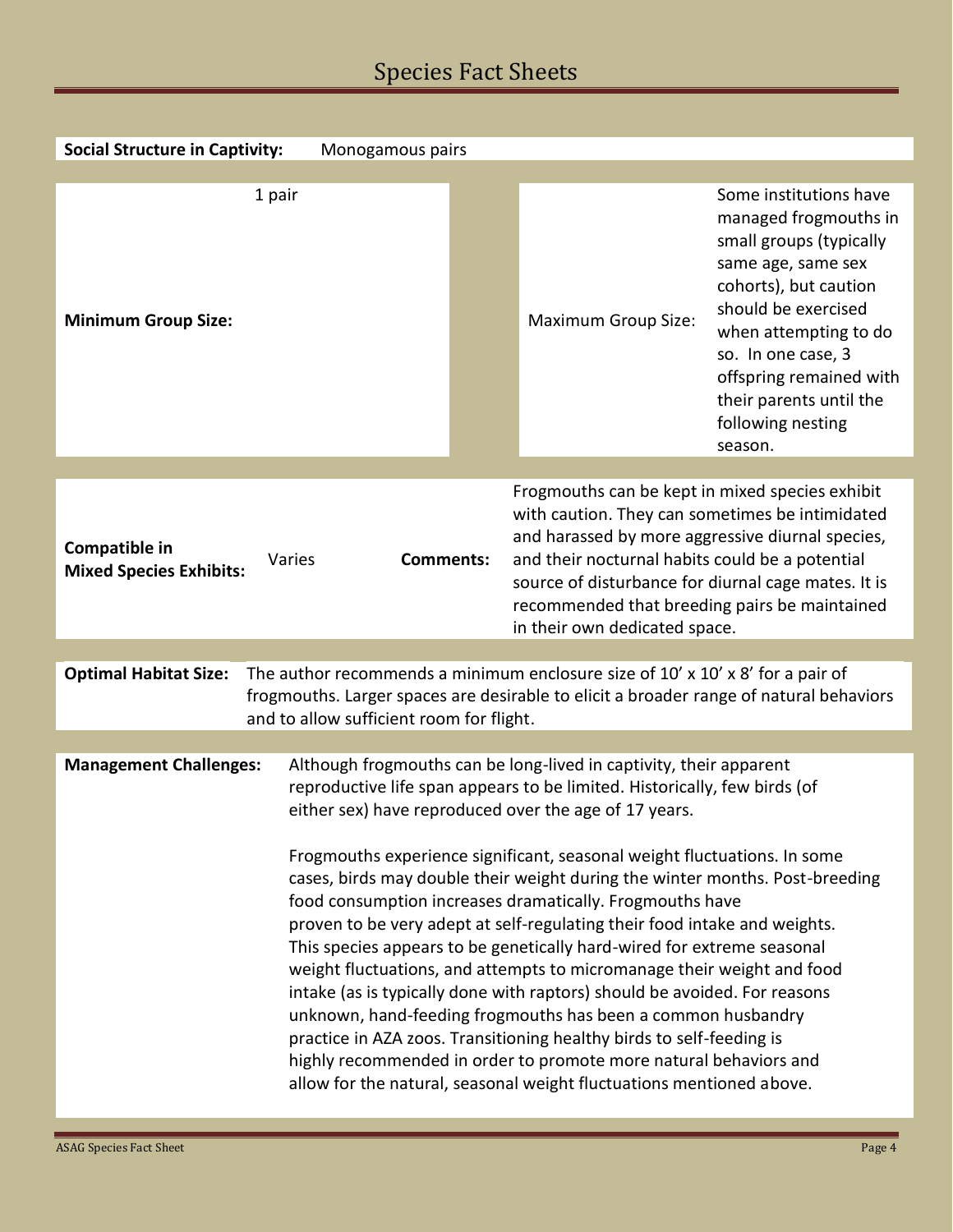| **Social Structure in Captivity:** | Monogamous pairs |
|---|---|

| **Minimum Group Size:** | 1 pair | Maximum Group Size: | Some institutions have managed frogmouths in small groups (typically same age, same sex cohorts), but caution should be exercised when attempting to do so. In one case, 3 offspring remained with their parents until the following nesting season. |
|---|---|---|---|

| **Compatible in Mixed Species Exhibits:** | Varies | **Comments:** | Frogmouths can be kept in mixed species exhibit with caution. They can sometimes be intimidated and harassed by more aggressive diurnal species, and their nocturnal habits could be a potential source of disturbance for diurnal cage mates. It is recommended that breeding pairs be maintained in their own dedicated space. |
|---|---|---|---|

**Optimal Habitat Size:** The author recommends a minimum enclosure size of 10' x 10' x 8' for a pair of frogmouths. Larger spaces are desirable to elicit a broader range of natural behaviors and to allow sufficient room for flight.

**Management Challenges:** Although frogmouths can be long-lived in captivity, their apparent reproductive life span appears to be limited. Historically, few birds (of either sex) have reproduced over the age of 17 years.

Frogmouths experience significant, seasonal weight fluctuations. In some cases, birds may double their weight during the winter months. Post-breeding food consumption increases dramatically. Frogmouths have proven to be very adept at self-regulating their food intake and weights. This species appears to be genetically hard-wired for extreme seasonal weight fluctuations, and attempts to micromanage their weight and food intake (as is typically done with raptors) should be avoided. For reasons unknown, hand-feeding frogmouths has been a common husbandry practice in AZA zoos. Transitioning healthy birds to self-feeding is highly recommended in order to promote more natural behaviors and allow for the natural, seasonal weight fluctuations mentioned above.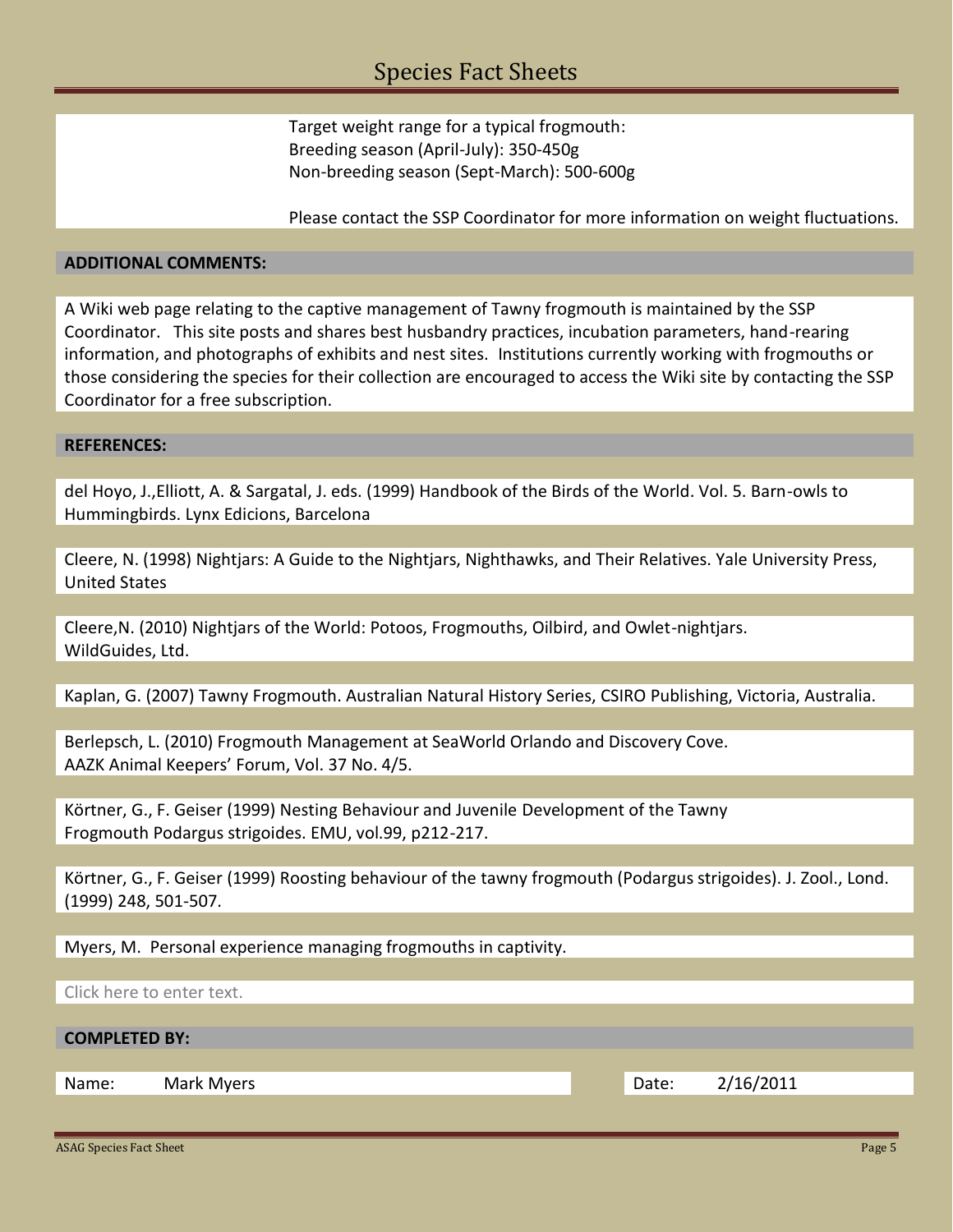Target weight range for a typical frogmouth:
Breeding season (April-July): 350-450g
Non-breeding season (Sept-March): 500-600g

Please contact the SSP Coordinator for more information on weight fluctuations.

## ADDITIONAL COMMENTS:

A Wiki web page relating to the captive management of Tawny frogmouth is maintained by the SSP Coordinator. This site posts and shares best husbandry practices, incubation parameters, hand-rearing information, and photographs of exhibits and nest sites. Institutions currently working with frogmouths or those considering the species for their collection are encouraged to access the Wiki site by contacting the SSP Coordinator for a free subscription.

## REFERENCES:

del Hoyo, J.,Elliott, A. & Sargatal, J. eds. (1999) Handbook of the Birds of the World. Vol. 5. Barn-owls to Hummingbirds. Lynx Edicions, Barcelona

Cleere, N. (1998) Nightjars: A Guide to the Nightjars, Nighthawks, and Their Relatives. Yale University Press, United States

Cleere,N. (2010) Nightjars of the World: Potoos, Frogmouths, Oilbird, and Owlet-nightjars. WildGuides, Ltd.

Kaplan, G. (2007) Tawny Frogmouth. Australian Natural History Series, CSIRO Publishing, Victoria, Australia.

Berlepsch, L. (2010) Frogmouth Management at SeaWorld Orlando and Discovery Cove. AAZK Animal Keepers' Forum, Vol. 37 No. 4/5.

Körtner, G., F. Geiser (1999) Nesting Behaviour and Juvenile Development of the Tawny Frogmouth Podargus strigoides. EMU, vol.99, p212-217.

Körtner, G., F. Geiser (1999) Roosting behaviour of the tawny frogmouth (Podargus strigoides). J. Zool., Lond. (1999) 248, 501-507.

Myers, M. Personal experience managing frogmouths in captivity.

Click here to enter text.

## COMPLETED BY:

Name: Mark Myers

Date: 2/16/2011